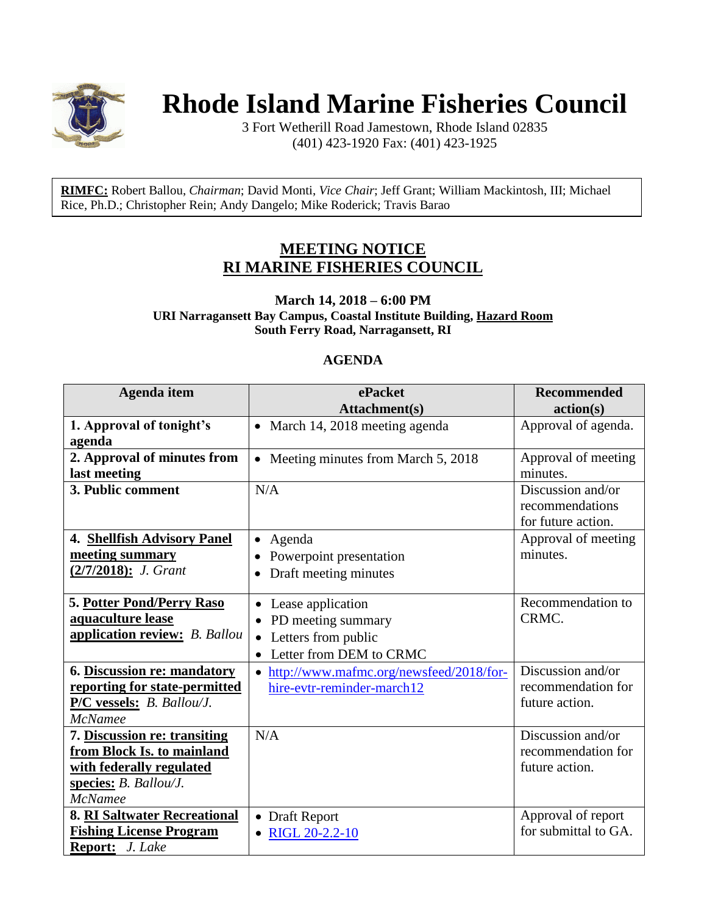# Rhode Island Marine Fisheries Council

3 Fort Wetherill Road Jamestown, Rhode Island 02835
(401) 423-1920 Fax: (401) 423-1925

**RIMFC:** Robert Ballou, *Chairman*; David Monti, *Vice Chair*; Jeff Grant; William Mackintosh, III; Michael Rice, Ph.D.; Christopher Rein; Andy Dangelo; Mike Roderick; Travis Barao

## MEETING NOTICE
## RI MARINE FISHERIES COUNCIL

**March 14, 2018 – 6:00 PM**
**URI Narragansett Bay Campus, Coastal Institute Building, Hazard Room**
**South Ferry Road, Narragansett, RI**

### AGENDA

| Agenda item | ePacket Attachment(s) | Recommended action(s) |
|---|---|---|
| **1. Approval of tonight's agenda** | • March 14, 2018 meeting agenda | Approval of agenda. |
| **2. Approval of minutes from last meeting** | • Meeting minutes from March 5, 2018 | Approval of meeting minutes. |
| **3. Public comment** | N/A | Discussion and/or recommendations for future action. |
| **4. Shellfish Advisory Panel meeting summary (2/7/2018):** *J. Grant* | • Agenda<br>• Powerpoint presentation<br>• Draft meeting minutes | Approval of meeting minutes. |
| **5. Potter Pond/Perry Raso aquaculture lease application review:** *B. Ballou* | • Lease application<br>• PD meeting summary<br>• Letters from public<br>• Letter from DEM to CRMC | Recommendation to CRMC. |
| **6. Discussion re: mandatory reporting for state-permitted P/C vessels:** *B. Ballou/J. McNamee* | • http://www.mafmc.org/newsfeed/2018/for-hire-evtr-reminder-march12 | Discussion and/or recommendation for future action. |
| **7. Discussion re: transiting from Block Is. to mainland with federally regulated species:** *B. Ballou/J. McNamee* | N/A | Discussion and/or recommendation for future action. |
| **8. RI Saltwater Recreational Fishing License Program Report:** *J. Lake* | • Draft Report<br>• RIGL 20-2.2-10 | Approval of report for submittal to GA. |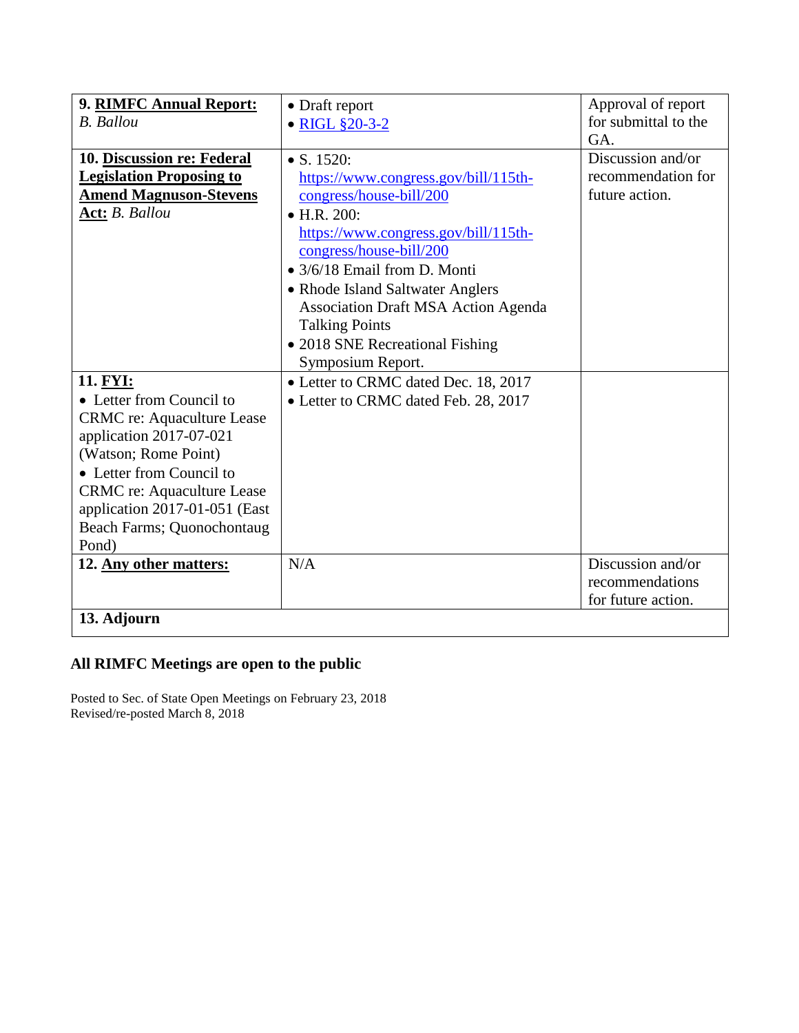| | | |
|---|---|---|
| 9. **RIMFC Annual Report:** *B. Ballou* | • Draft report<br>• RIGL §20-3-2 | Approval of report for submittal to the GA. |
| 10. **Discussion re: Federal Legislation Proposing to Amend Magnuson-Stevens Act:** *B. Ballou* | • S. 1520: https://www.congress.gov/bill/115th-congress/house-bill/200<br>• H.R. 200: https://www.congress.gov/bill/115th-congress/house-bill/200<br>• 3/6/18 Email from D. Monti<br>• Rhode Island Saltwater Anglers Association Draft MSA Action Agenda Talking Points<br>• 2018 SNE Recreational Fishing Symposium Report. | Discussion and/or recommendation for future action. |
| 11. **FYI:**<br>• Letter from Council to CRMC re: Aquaculture Lease application 2017-07-021 (Watson; Rome Point)<br>• Letter from Council to CRMC re: Aquaculture Lease application 2017-01-051 (East Beach Farms; Quonochontaug Pond) | • Letter to CRMC dated Dec. 18, 2017<br>• Letter to CRMC dated Feb. 28, 2017 | |
| 12. **Any other matters:** | N/A | Discussion and/or recommendations for future action. |
| **13. Adjourn** | | |

**All RIMFC Meetings are open to the public**

Posted to Sec. of State Open Meetings on February 23, 2018
Revised/re-posted March 8, 2018